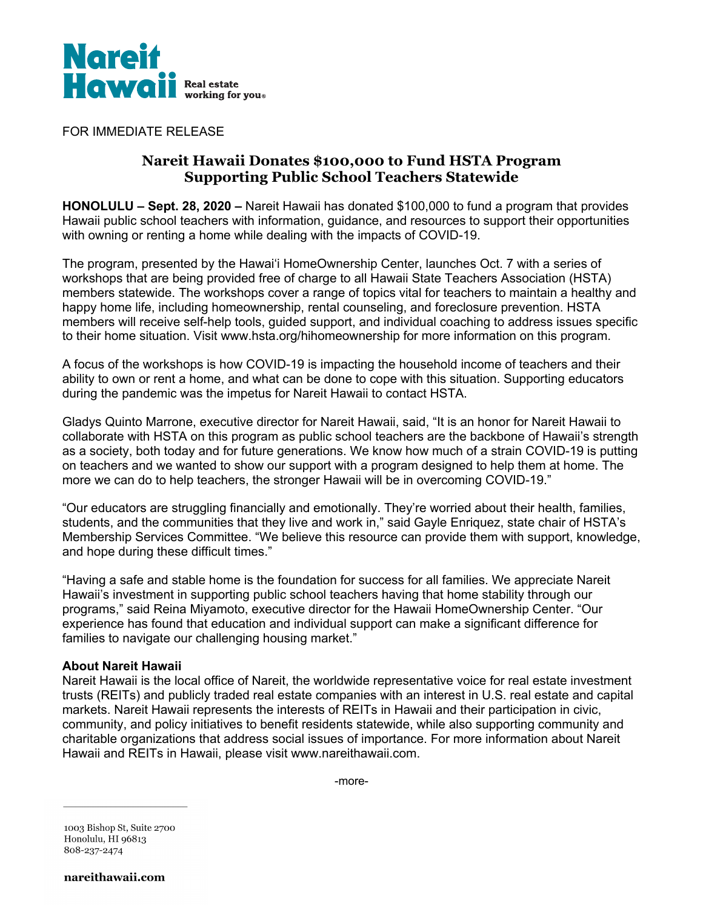Nareit Hawaii
Real estate working for you®

FOR IMMEDIATE RELEASE

# Nareit Hawaii Donates $100,000 to Fund HSTA Program Supporting Public School Teachers Statewide

**HONOLULU – Sept. 28, 2020 –** Nareit Hawaii has donated $100,000 to fund a program that provides Hawaii public school teachers with information, guidance, and resources to support their opportunities with owning or renting a home while dealing with the impacts of COVID-19.

The program, presented by the Hawaiʻi HomeOwnership Center, launches Oct. 7 with a series of workshops that are being provided free of charge to all Hawaii State Teachers Association (HSTA) members statewide. The workshops cover a range of topics vital for teachers to maintain a healthy and happy home life, including homeownership, rental counseling, and foreclosure prevention. HSTA members will receive self-help tools, guided support, and individual coaching to address issues specific to their home situation. Visit www.hsta.org/hihomeownership for more information on this program.

A focus of the workshops is how COVID-19 is impacting the household income of teachers and their ability to own or rent a home, and what can be done to cope with this situation. Supporting educators during the pandemic was the impetus for Nareit Hawaii to contact HSTA.

Gladys Quinto Marrone, executive director for Nareit Hawaii, said, "It is an honor for Nareit Hawaii to collaborate with HSTA on this program as public school teachers are the backbone of Hawaii's strength as a society, both today and for future generations. We know how much of a strain COVID-19 is putting on teachers and we wanted to show our support with a program designed to help them at home. The more we can do to help teachers, the stronger Hawaii will be in overcoming COVID-19."

"Our educators are struggling financially and emotionally. They're worried about their health, families, students, and the communities that they live and work in," said Gayle Enriquez, state chair of HSTA's Membership Services Committee. "We believe this resource can provide them with support, knowledge, and hope during these difficult times."

"Having a safe and stable home is the foundation for success for all families. We appreciate Nareit Hawaii's investment in supporting public school teachers having that home stability through our programs," said Reina Miyamoto, executive director for the Hawaii HomeOwnership Center. "Our experience has found that education and individual support can make a significant difference for families to navigate our challenging housing market."

**About Nareit Hawaii**
Nareit Hawaii is the local office of Nareit, the worldwide representative voice for real estate investment trusts (REITs) and publicly traded real estate companies with an interest in U.S. real estate and capital markets. Nareit Hawaii represents the interests of REITs in Hawaii and their participation in civic, community, and policy initiatives to benefit residents statewide, while also supporting community and charitable organizations that address social issues of importance. For more information about Nareit Hawaii and REITs in Hawaii, please visit www.nareithawaii.com.

-more-

1003 Bishop St, Suite 2700
Honolulu, HI 96813
808-237-2474

**nareithawaii.com**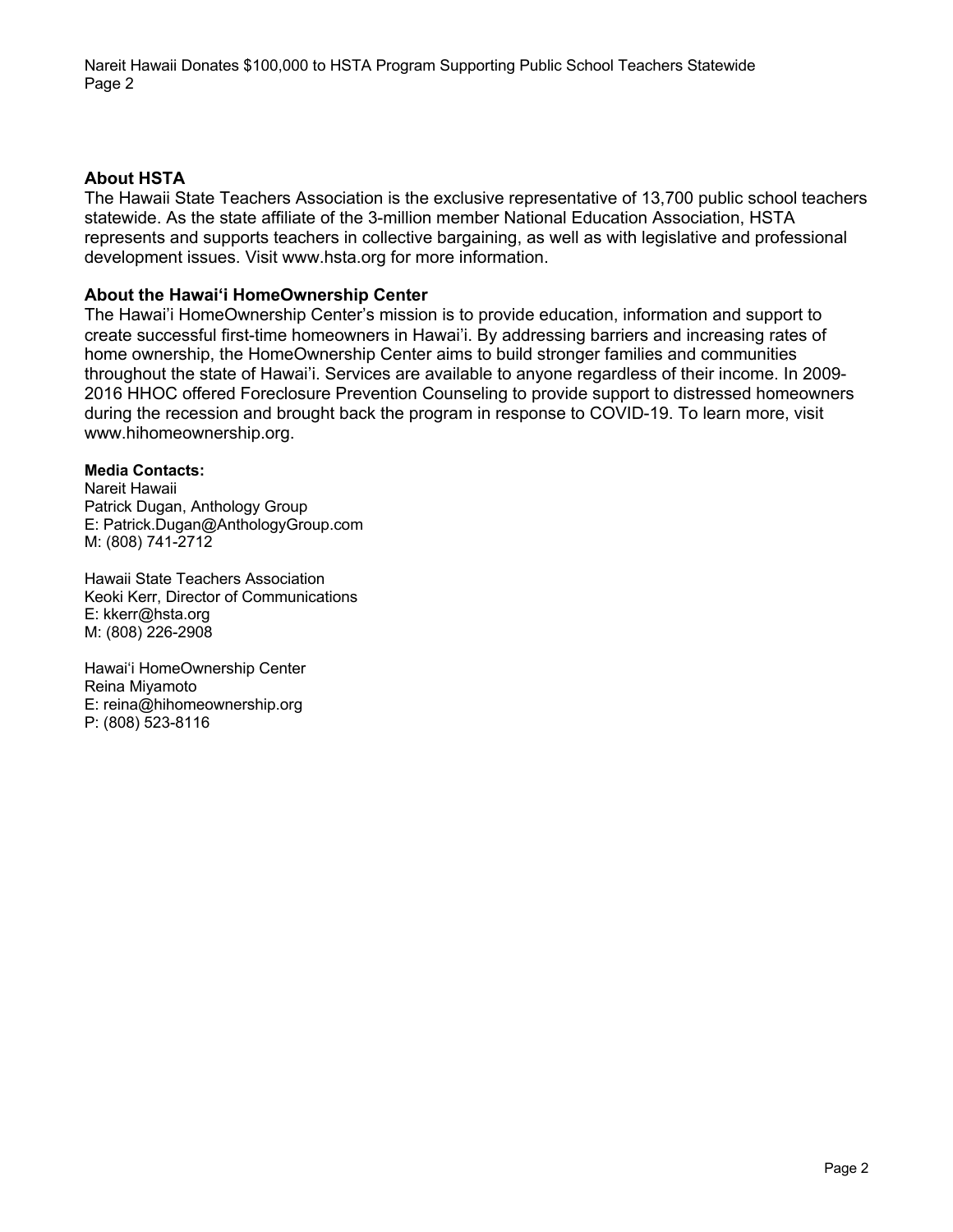## About HSTA

The Hawaii State Teachers Association is the exclusive representative of 13,700 public school teachers statewide. As the state affiliate of the 3-million member National Education Association, HSTA represents and supports teachers in collective bargaining, as well as with legislative and professional development issues. Visit www.hsta.org for more information.

## About the Hawai‘i HomeOwnership Center

The Hawai’i HomeOwnership Center’s mission is to provide education, information and support to create successful first-time homeowners in Hawai’i. By addressing barriers and increasing rates of home ownership, the HomeOwnership Center aims to build stronger families and communities throughout the state of Hawai’i. Services are available to anyone regardless of their income. In 2009-2016 HHOC offered Foreclosure Prevention Counseling to provide support to distressed homeowners during the recession and brought back the program in response to COVID-19. To learn more, visit www.hihomeownership.org.

**Media Contacts:**

Nareit Hawaii
Patrick Dugan, Anthology Group
E: Patrick.Dugan@AnthologyGroup.com
M: (808) 741-2712

Hawaii State Teachers Association
Keoki Kerr, Director of Communications
E: kkerr@hsta.org
M: (808) 226-2908

Hawai‘i HomeOwnership Center
Reina Miyamoto
E: reina@hihomeownership.org
P: (808) 523-8116